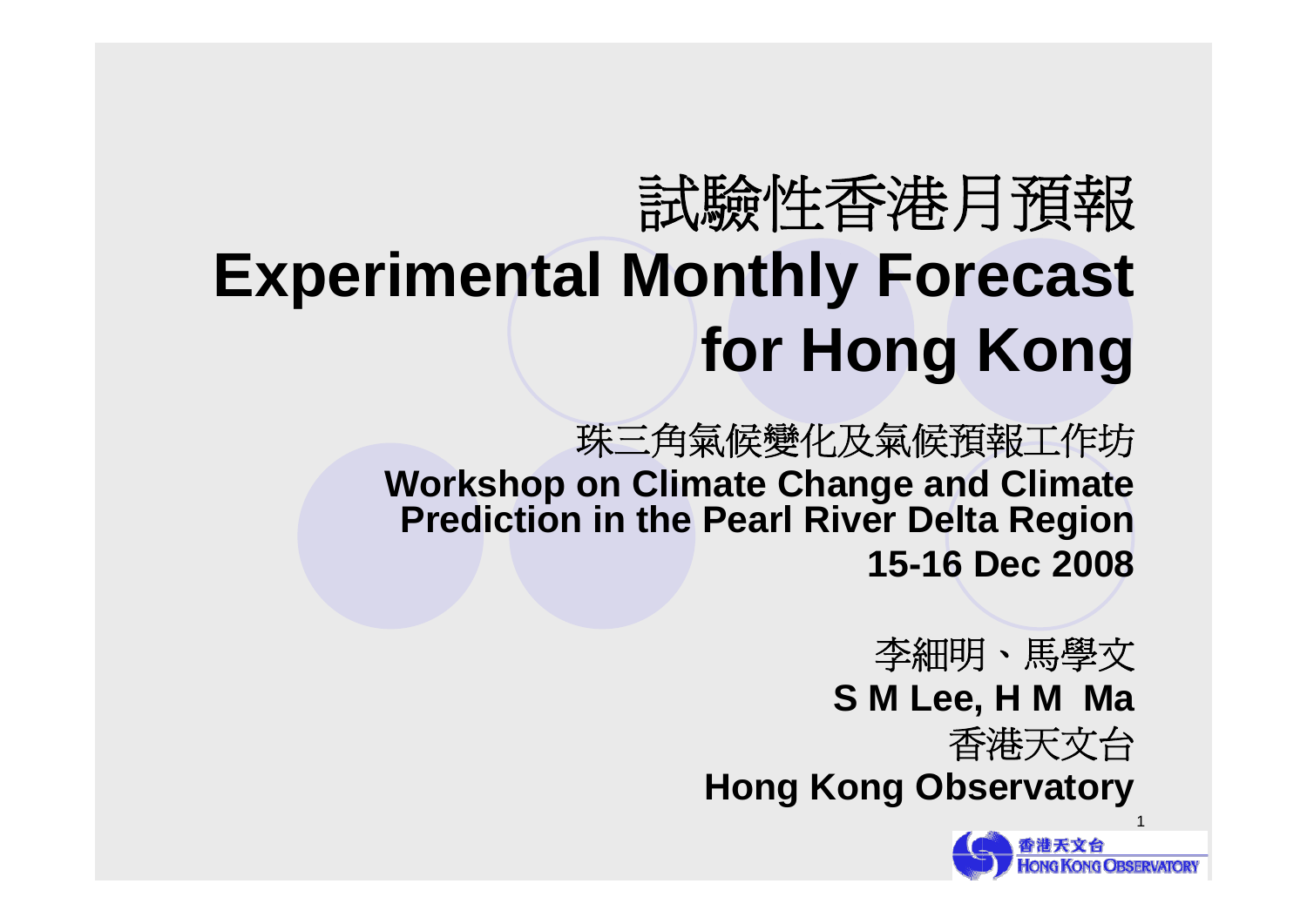# 試驗性香港月預報

# Experimental Monthly Forecast for Hong Kong

珠三角氣候變化及氣候預報工作坊

**Workshop on Climate Change and Climate Prediction in the Pearl River Delta Region**

**15-16 Dec 2008**

李細明、馬學文

**S M Lee, H M Ma**

香港天文台

**Hong Kong Observatory**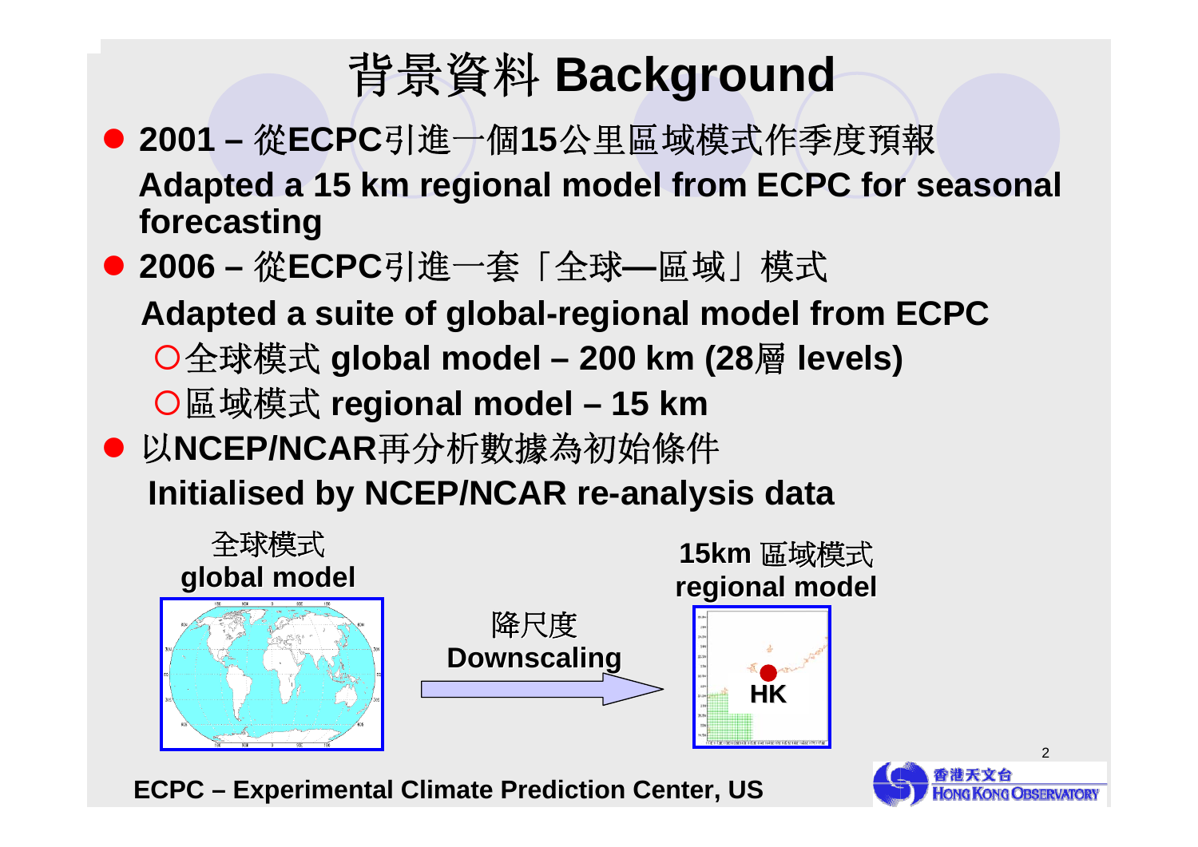# 背景資料 Background

- **2001 –** 從**ECPC**引進一個**15**公里區域模式作季度預報
  **Adapted a 15 km regional model from ECPC for seasonal forecasting**
- **2006 –** 從**ECPC**引進一套「全球**—**區域」模式
  **Adapted a suite of global-regional model from ECPC**
  - 全球模式 **global model – 200 km (28**層 **levels)**
  - 區域模式 **regional model – 15 km**
- 以**NCEP/NCAR**再分析數據為初始條件
  **Initialised by NCEP/NCAR re-analysis data**

全球模式
**global model**

降尺度
**Downscaling**

**15km** 區域模式
**regional model**

**HK**

**ECPC – Experimental Climate Prediction Center, US**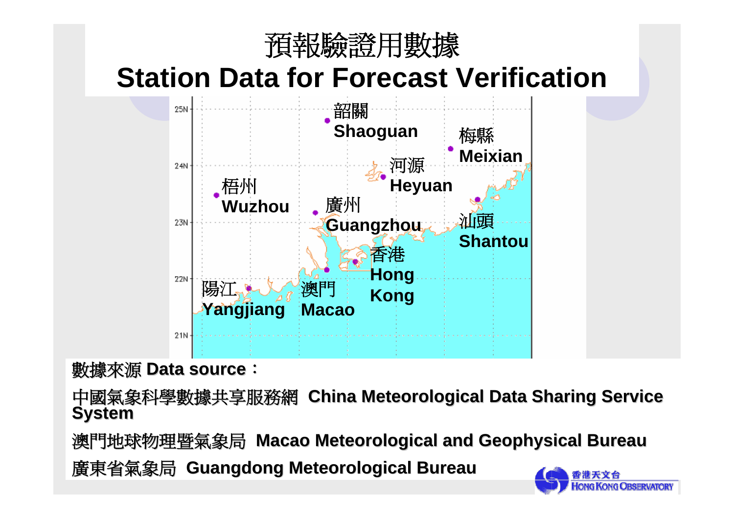# 預報驗證用數據
# Station Data for Forecast Verification

25N
24N
23N
22N
21N

韶關 Shaoguan

梅縣 Meixian

河源 Heyuan

梧州 Wuzhou

廣州 Guangzhou

汕頭 Shantou

香港 Hong Kong

陽江 Yangjiang

澳門 Macao

數據來源 **Data source**：

中國氣象科學數據共享服務網 **China Meteorological Data Sharing Service System**

澳門地球物理暨氣象局 **Macao Meteorological and Geophysical Bureau**

廣東省氣象局 **Guangdong Meteorological Bureau**

香港天文台 HONG KONG OBSERVATORY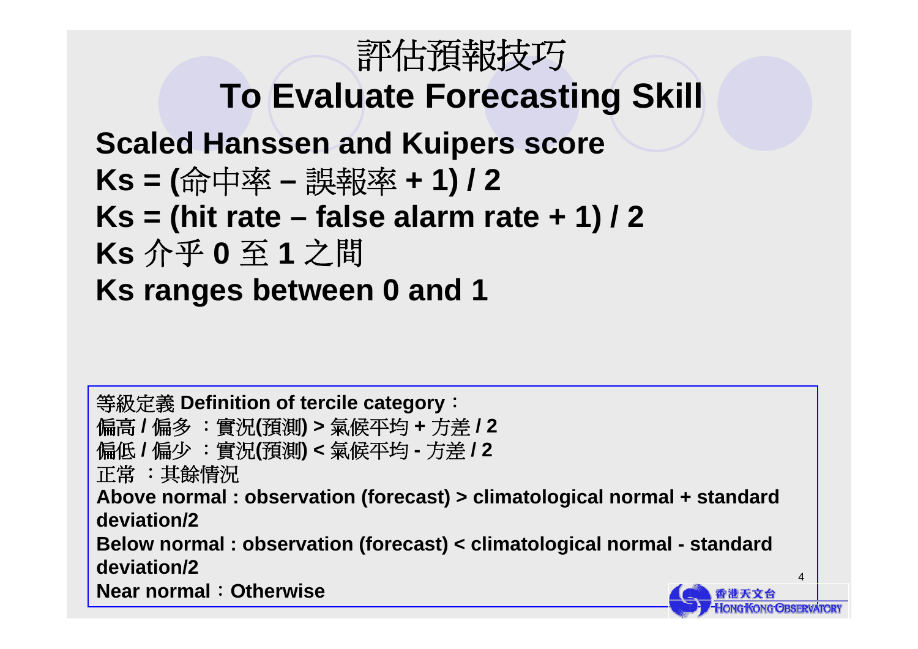# 評估預報技巧

# To Evaluate Forecasting Skill

**Scaled Hanssen and Kuipers score**

**Ks = (**命中率 **–** 誤報率 **+ 1) / 2**

**Ks = (hit rate – false alarm rate + 1) / 2**

**Ks** 介乎 **0** 至 **1** 之間

**Ks ranges between 0 and 1**

等級定義 **Definition of tercile category**：

偏高 **/** 偏多 ：實況**(**預測**) >** 氣候平均 **+** 方差 **/ 2**

偏低 **/** 偏少 ：實況**(**預測**) <** 氣候平均 **-** 方差 **/ 2**

正常 ：其餘情況

**Above normal : observation (forecast) > climatological normal + standard deviation/2**

**Below normal : observation (forecast) < climatological normal - standard deviation/2**

**Near normal**：**Otherwise**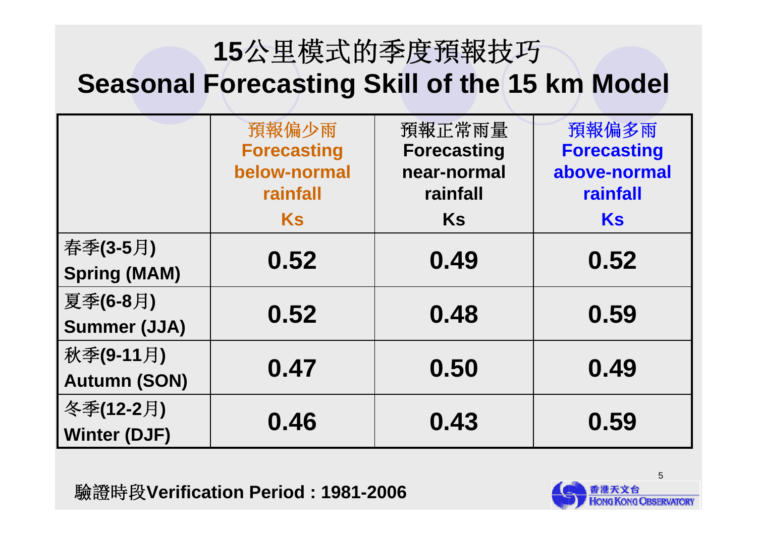# 15公里模式的季度預報技巧
# Seasonal Forecasting Skill of the 15 km Model

| | 預報偏少雨 Forecasting below-normal rainfall Ks | 預報正常雨量 Forecasting near-normal rainfall Ks | 預報偏多雨 Forecasting above-normal rainfall Ks |
|---|---|---|---|
| 春季(3-5月) Spring (MAM) | 0.52 | 0.49 | 0.52 |
| 夏季(6-8月) Summer (JJA) | 0.52 | 0.48 | 0.59 |
| 秋季(9-11月) Autumn (SON) | 0.47 | 0.50 | 0.49 |
| 冬季(12-2月) Winter (DJF) | 0.46 | 0.43 | 0.59 |

驗證時段**Verification Period : 1981-2006**

香港天文台 HONG KONG OBSERVATORY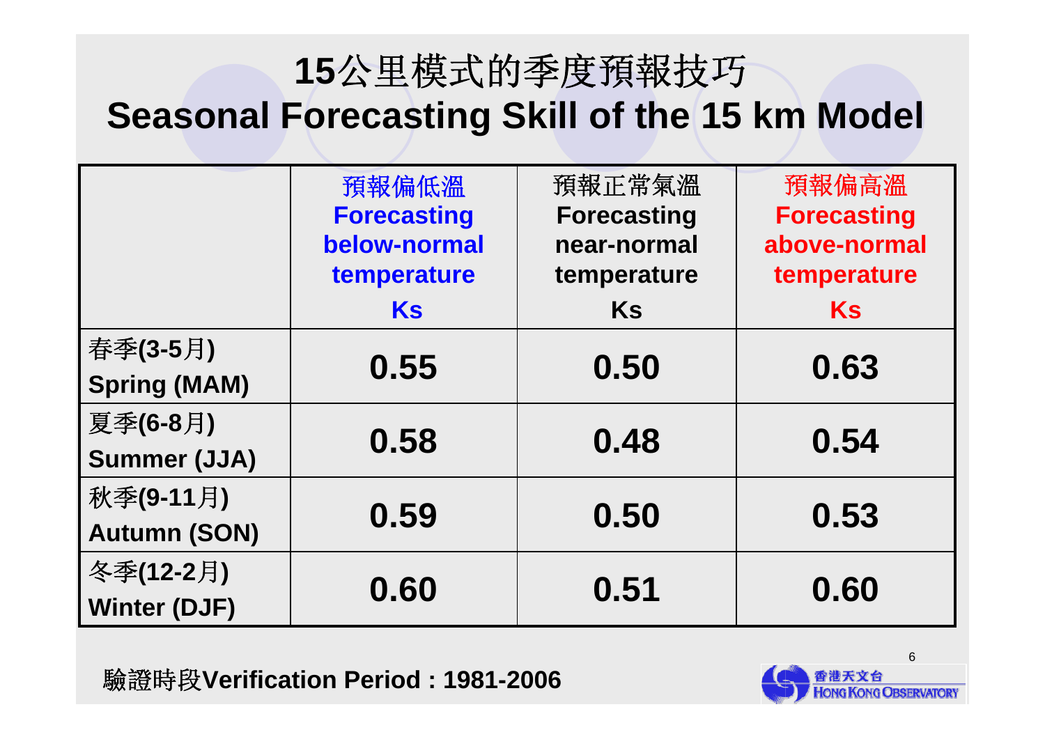# 15公里模式的季度預報技巧
# Seasonal Forecasting Skill of the 15 km Model

| | 預報偏低溫 Forecasting below-normal temperature Ks | 預報正常氣溫 Forecasting near-normal temperature Ks | 預報偏高溫 Forecasting above-normal temperature Ks |
|---|---|---|---|
| 春季(3-5月) Spring (MAM) | 0.55 | 0.50 | 0.63 |
| 夏季(6-8月) Summer (JJA) | 0.58 | 0.48 | 0.54 |
| 秋季(9-11月) Autumn (SON) | 0.59 | 0.50 | 0.53 |
| 冬季(12-2月) Winter (DJF) | 0.60 | 0.51 | 0.60 |

驗證時段**Verification Period : 1981-2006**

香港天文台 HONG KONG OBSERVATORY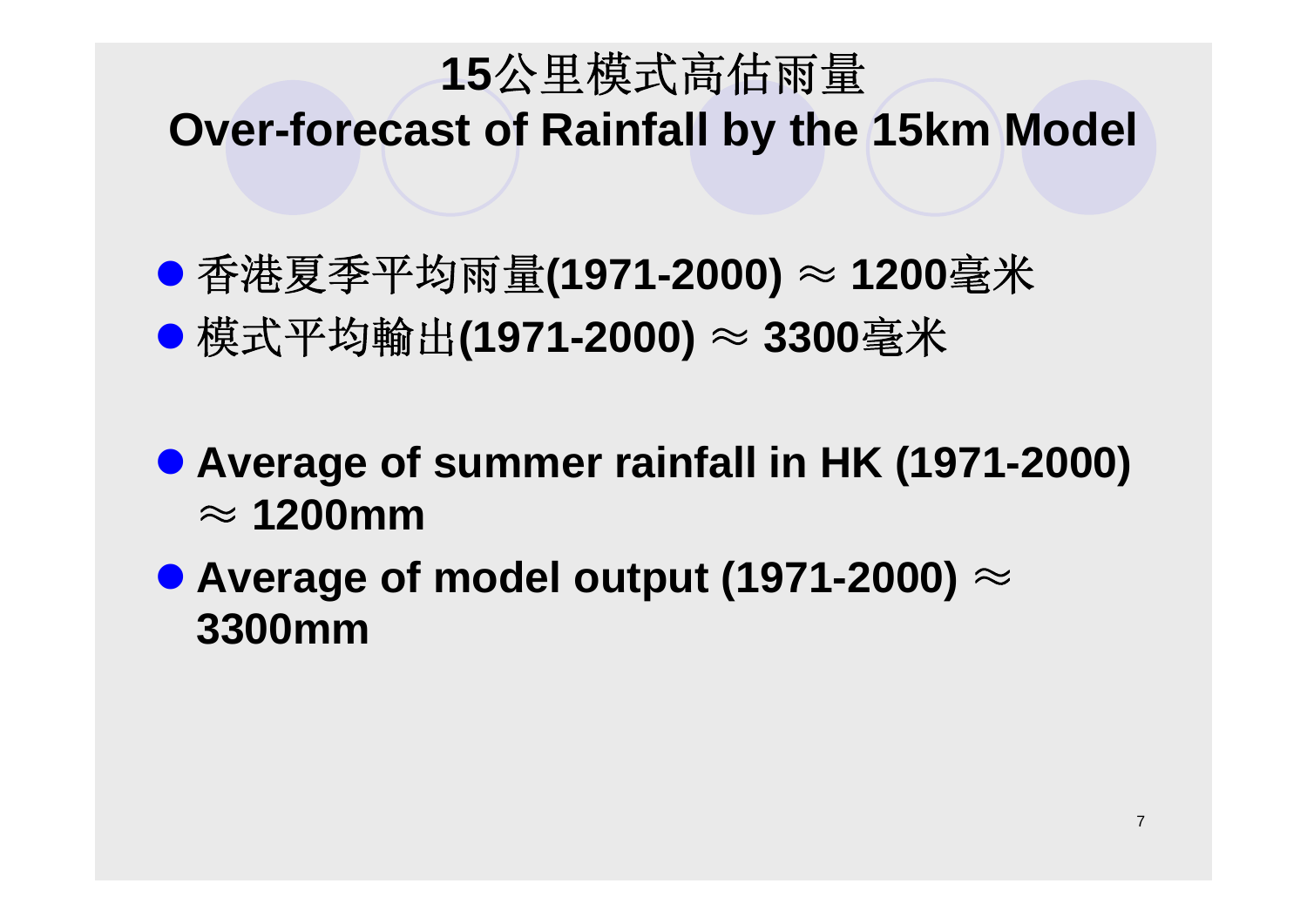# 15公里模式高估雨量
# Over-forecast of Rainfall by the 15km Model

- 香港夏季平均雨量**(1971-2000)** $\approx$ **1200**毫米
- 模式平均輸出**(1971-2000)** $\approx$ **3300**毫米

- **Average of summer rainfall in HK (1971-2000)** $\approx$ **1200mm**
- **Average of model output (1971-2000)** $\approx$ **3300mm**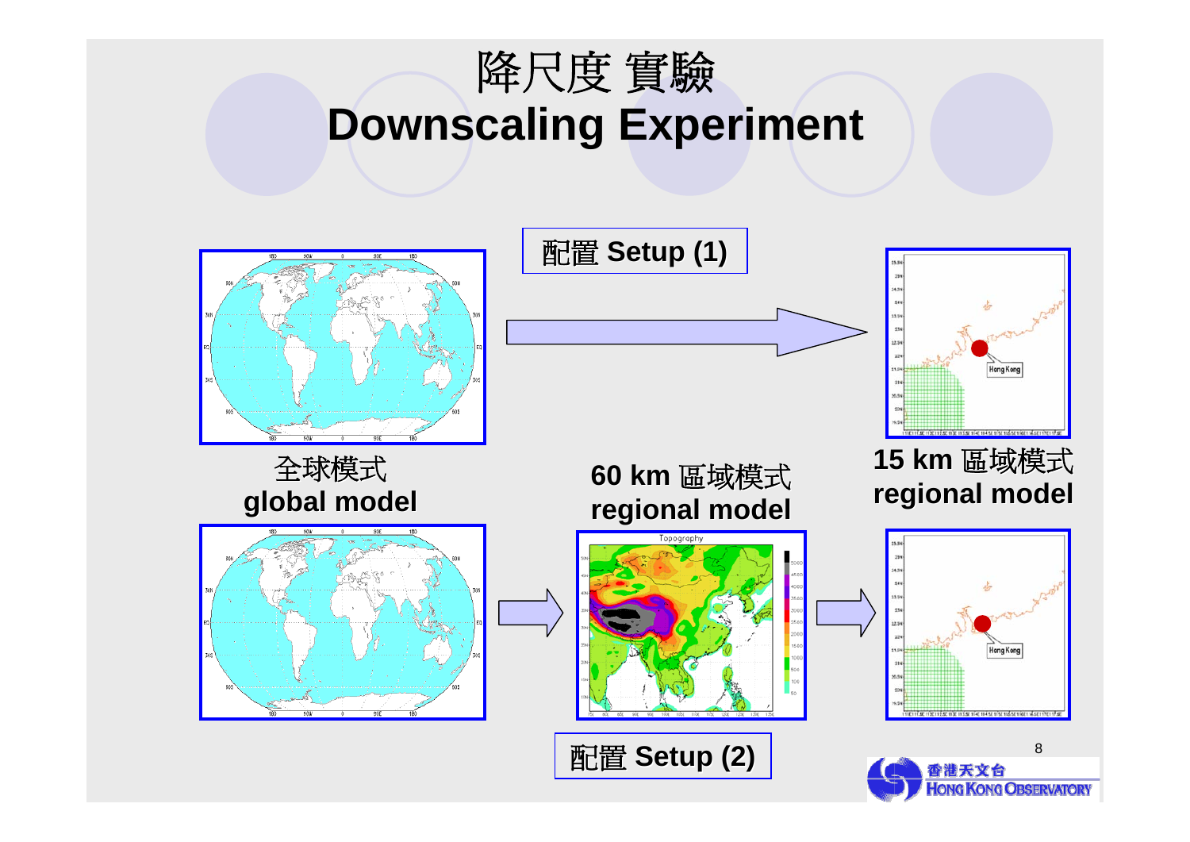# 降尺度 實驗
# Downscaling Experiment

配置 Setup (1)

全球模式
**global model**

**60 km 區域模式**
**regional model**

**15 km 區域模式**
**regional model**

配置 Setup (2)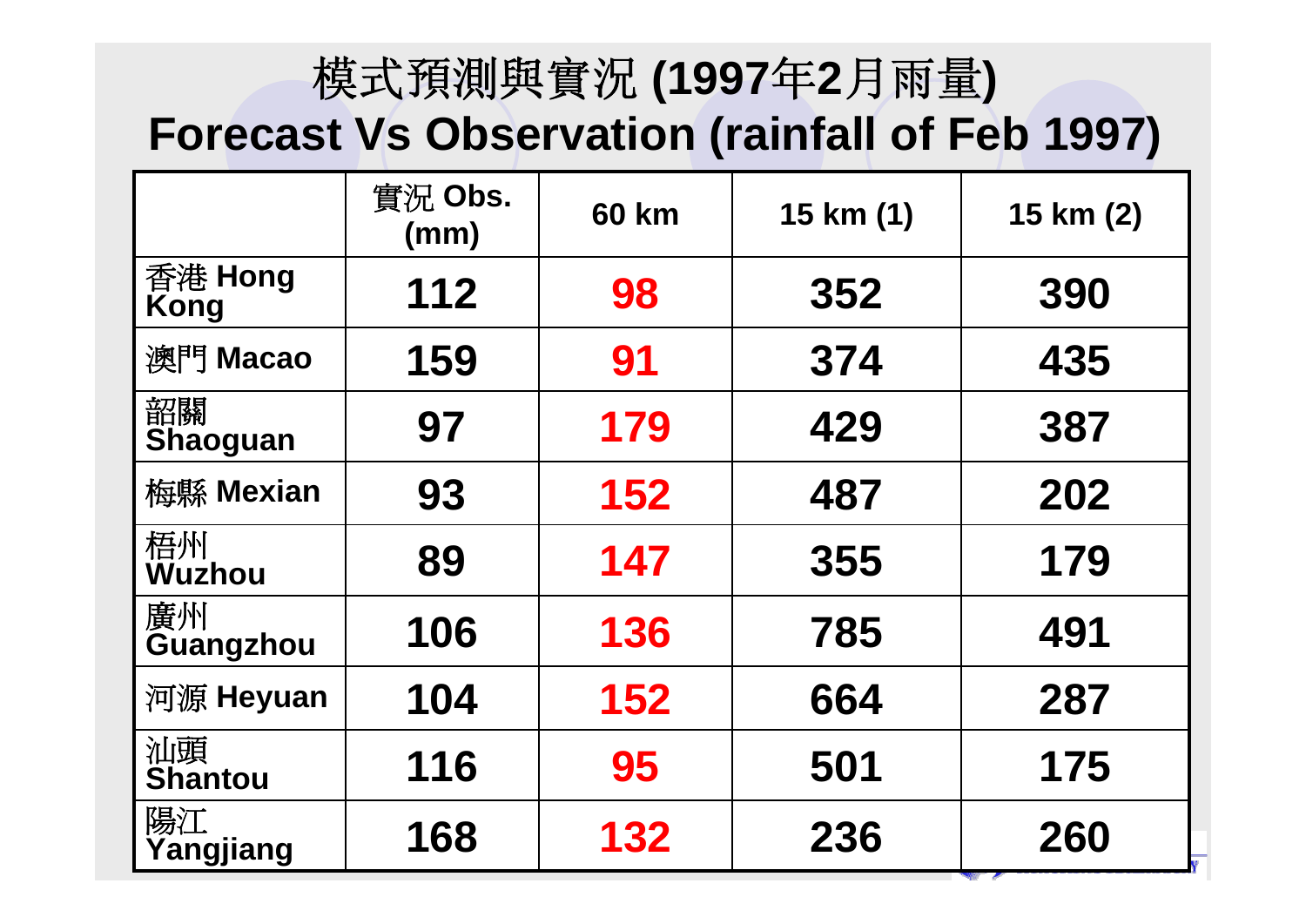# 模式預測與實況 (1997年2月雨量)
# Forecast Vs Observation (rainfall of Feb 1997)

| | 實況 Obs. (mm) | 60 km | 15 km (1) | 15 km (2) |
|---|---|---|---|---|
| 香港 Hong Kong | 112 | 98 | 352 | 390 |
| 澳門 Macao | 159 | 91 | 374 | 435 |
| 韶關 Shaoguan | 97 | 179 | 429 | 387 |
| 梅縣 Mexian | 93 | 152 | 487 | 202 |
| 梧州 Wuzhou | 89 | 147 | 355 | 179 |
| 廣州 Guangzhou | 106 | 136 | 785 | 491 |
| 河源 Heyuan | 104 | 152 | 664 | 287 |
| 汕頭 Shantou | 116 | 95 | 501 | 175 |
| 陽江 Yangjiang | 168 | 132 | 236 | 260 |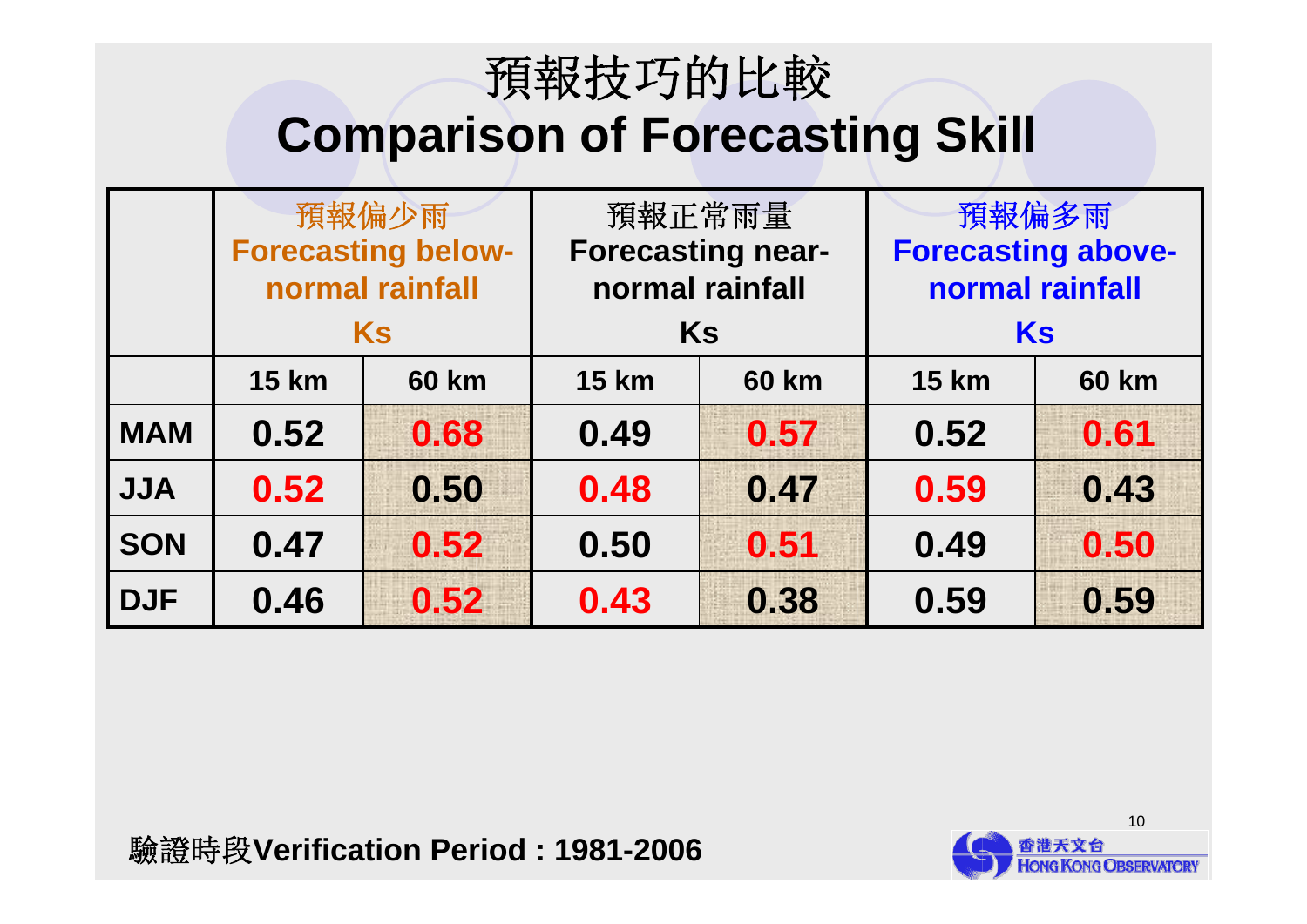# 預報技巧的比較
# Comparison of Forecasting Skill

| | 預報偏少雨 Forecasting below-normal rainfall Ks | | 預報正常雨量 Forecasting near-normal rainfall Ks | | 預報偏多雨 Forecasting above-normal rainfall Ks | |
|---|---|---|---|---|---|---|
| | 15 km | 60 km | 15 km | 60 km | 15 km | 60 km |
| MAM | 0.52 | **0.68** | 0.49 | **0.57** | 0.52 | **0.61** |
| JJA | **0.52** | 0.50 | **0.48** | 0.47 | **0.59** | 0.43 |
| SON | 0.47 | **0.52** | 0.50 | **0.51** | 0.49 | **0.50** |
| DJF | 0.46 | **0.52** | **0.43** | 0.38 | 0.59 | 0.59 |

驗證時段**Verification Period : 1981-2006**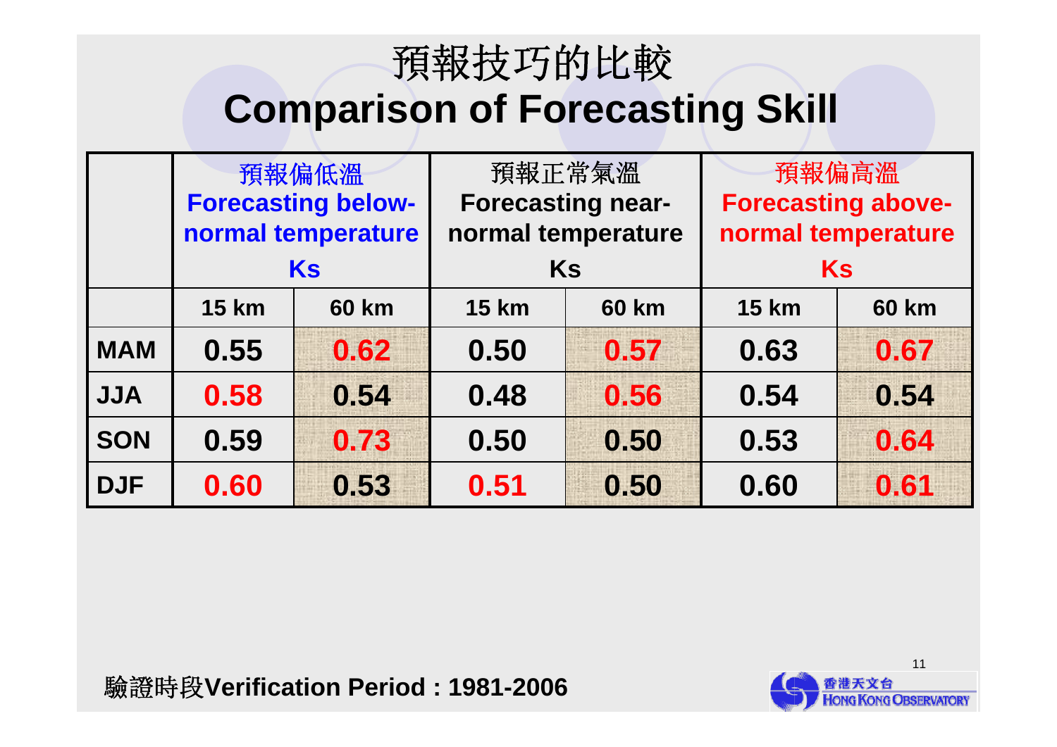# 預報技巧的比較
# Comparison of Forecasting Skill

| | 預報偏低溫 Forecasting below-normal temperature Ks | | 預報正常氣溫 Forecasting near-normal temperature Ks | | 預報偏高溫 Forecasting above-normal temperature Ks | |
|---|---|---|---|---|---|---|
| | 15 km | 60 km | 15 km | 60 km | 15 km | 60 km |
| MAM | 0.55 | 0.62 | 0.50 | 0.57 | 0.63 | 0.67 |
| JJA | 0.58 | 0.54 | 0.48 | 0.56 | 0.54 | 0.54 |
| SON | 0.59 | 0.73 | 0.50 | 0.50 | 0.53 | 0.64 |
| DJF | 0.60 | 0.53 | 0.51 | 0.50 | 0.60 | 0.61 |

驗證時段**Verification Period : 1981-2006**

香港天文台 HONG KONG OBSERVATORY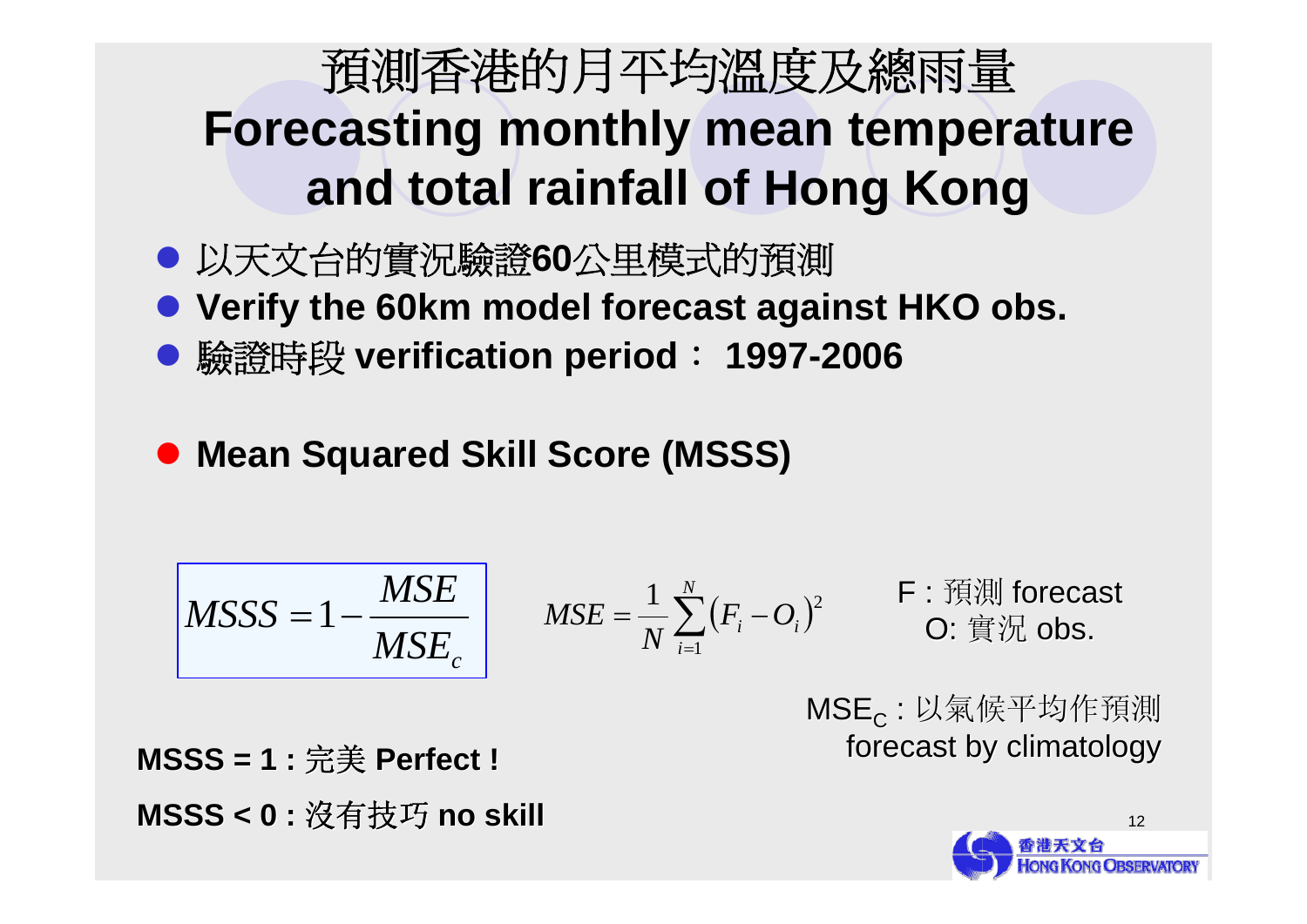# 預測香港的月平均溫度及總雨量
# Forecasting monthly mean temperature and total rainfall of Hong Kong

- 以天文台的實況驗證**60**公里模式的預測
- **Verify the 60km model forecast against HKO obs.**
- 驗證時段 **verification period： 1997-2006**

- **Mean Squared Skill Score (MSSS)**

$$MSSS = 1 - \frac{MSE}{MSE_c}$$

$$MSE = \frac{1}{N}\sum_{i=1}^{N}(F_i - O_i)^2$$

F : 預測 forecast
O: 實況 obs.

$MSE_C$ : 以氣候平均作預測 forecast by climatology

**MSSS = 1 :** 完美 **Perfect !**

**MSSS < 0 :** 沒有技巧 **no skill**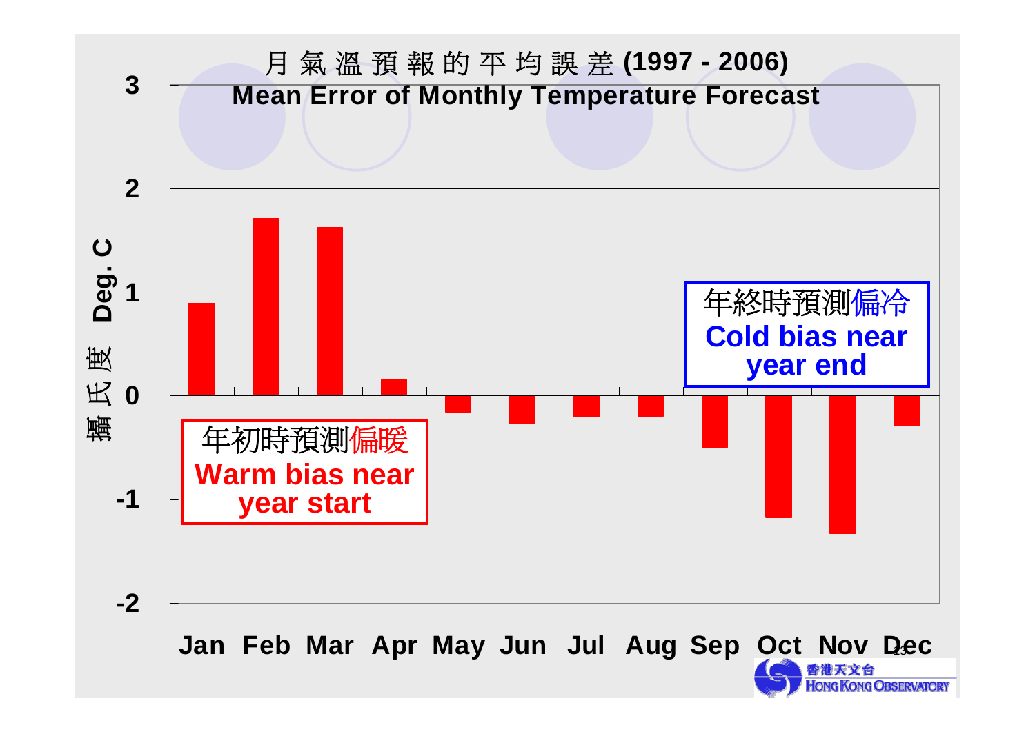# 月氣溫預報的平均誤差 (1997 - 2006)

## Mean Error of Monthly Temperature Forecast

攝氏度 Deg. C

| Month | Mean Error (approx.) |
|---|---|
| Jan | 0.9 |
| Feb | 1.7 |
| Mar | 1.6 |
| Apr | 0.15 |
| May | -0.15 |
| Jun | -0.25 |
| Jul | -0.2 |
| Aug | -0.2 |
| Sep | -0.5 |
| Oct | -1.2 |
| Nov | -1.35 |
| Dec | -0.3 |

年初時預測偏暖
**Warm bias near year start**

年終時預測偏冷
**Cold bias near year end**

香港天文台 HONG KONG OBSERVATORY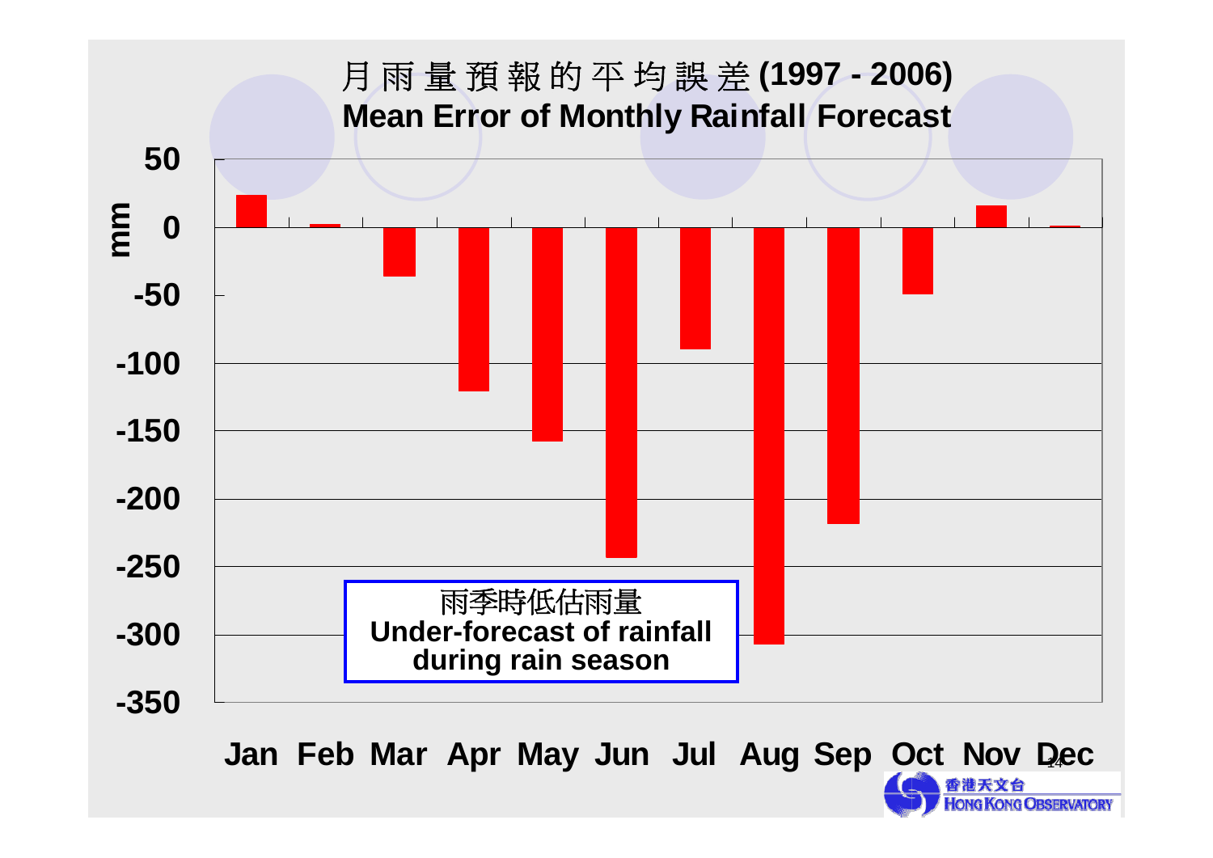# 月雨量預報的平均誤差 (1997 - 2006)
# Mean Error of Monthly Rainfall Forecast

mm

50, 0, -50, -100, -150, -200, -250, -300, -350

Jan Feb Mar Apr May Jun Jul Aug Sep Oct Nov Dec

雨季時低估雨量
**Under-forecast of rainfall during rain season**

香港天文台
HONG KONG OBSERVATORY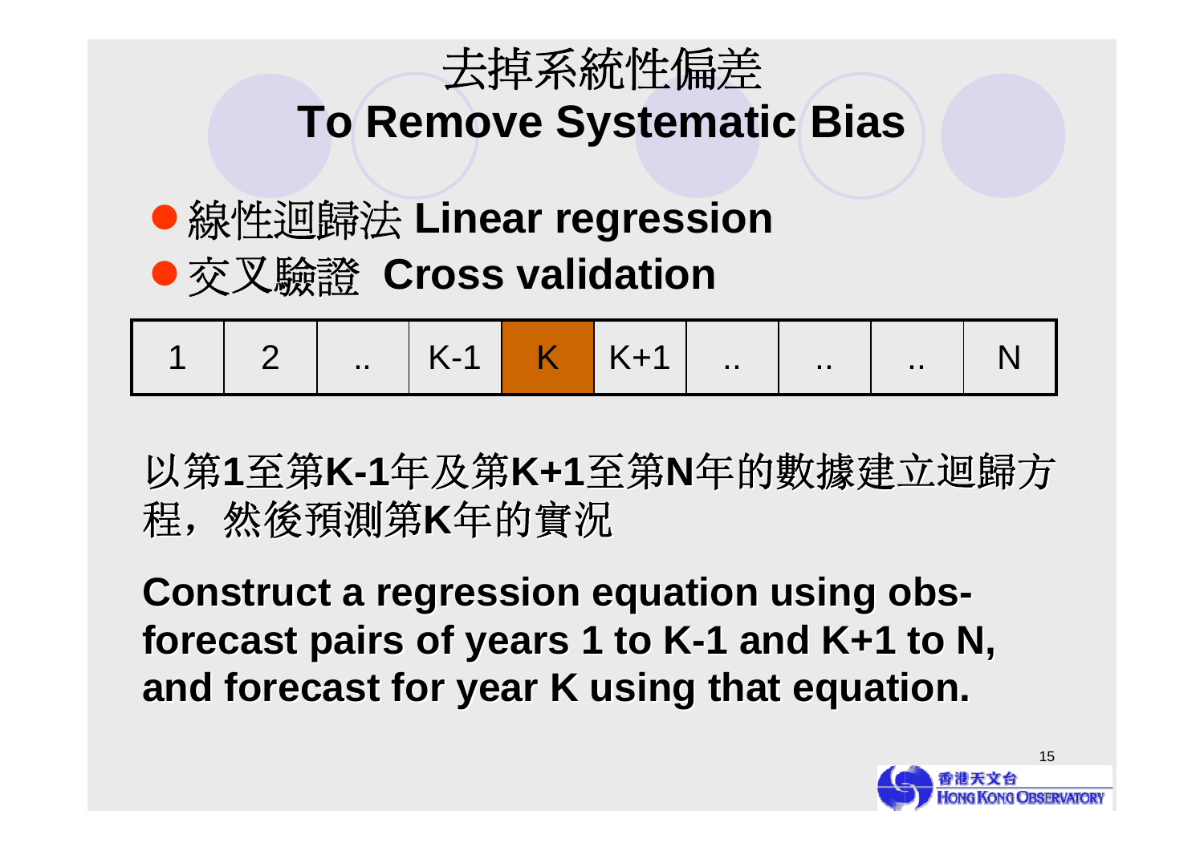# 去掉系統性偏差
# To Remove Systematic Bias

- 線性迴歸法 **Linear regression**
- 交叉驗證 **Cross validation**

| 1 | 2 | .. | K-1 | K | K+1 | .. | .. | .. | N |
|---|---|---|---|---|---|---|---|---|---|

以第**1**至第**K-1**年及第**K+1**至第**N**年的數據建立迴歸方程，然後預測第**K**年的實況

**Construct a regression equation using obs-forecast pairs of years 1 to K-1 and K+1 to N, and forecast for year K using that equation.**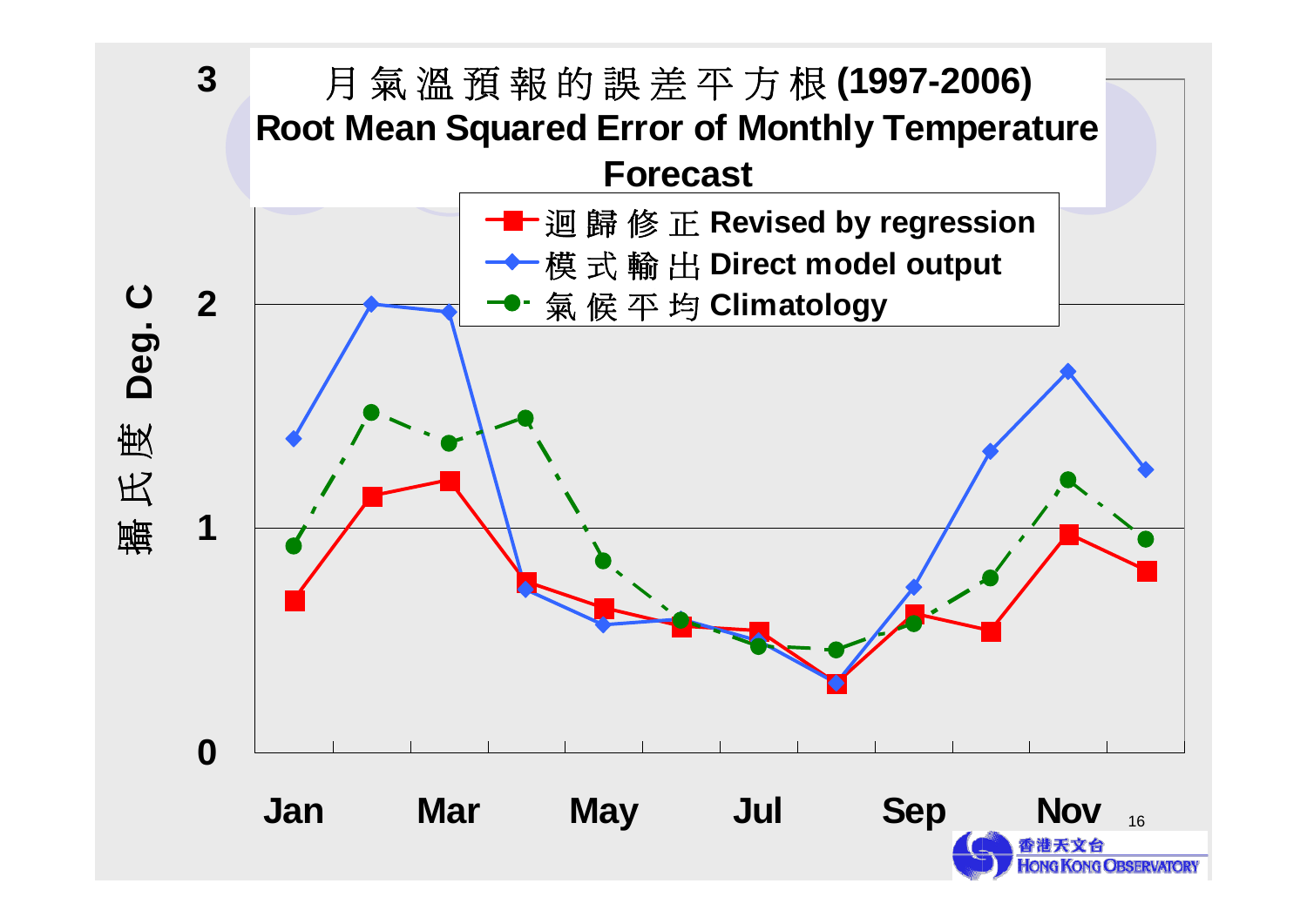# 月氣溫預報的誤差平方根 (1997-2006)

## Root Mean Squared Error of Monthly Temperature Forecast

- 迴歸修正 Revised by regression
- 模式輸出 Direct model output
- 氣候平均 Climatology

攝氏度 Deg. C

0, 1, 2, 3

Jan, Mar, May, Jul, Sep, Nov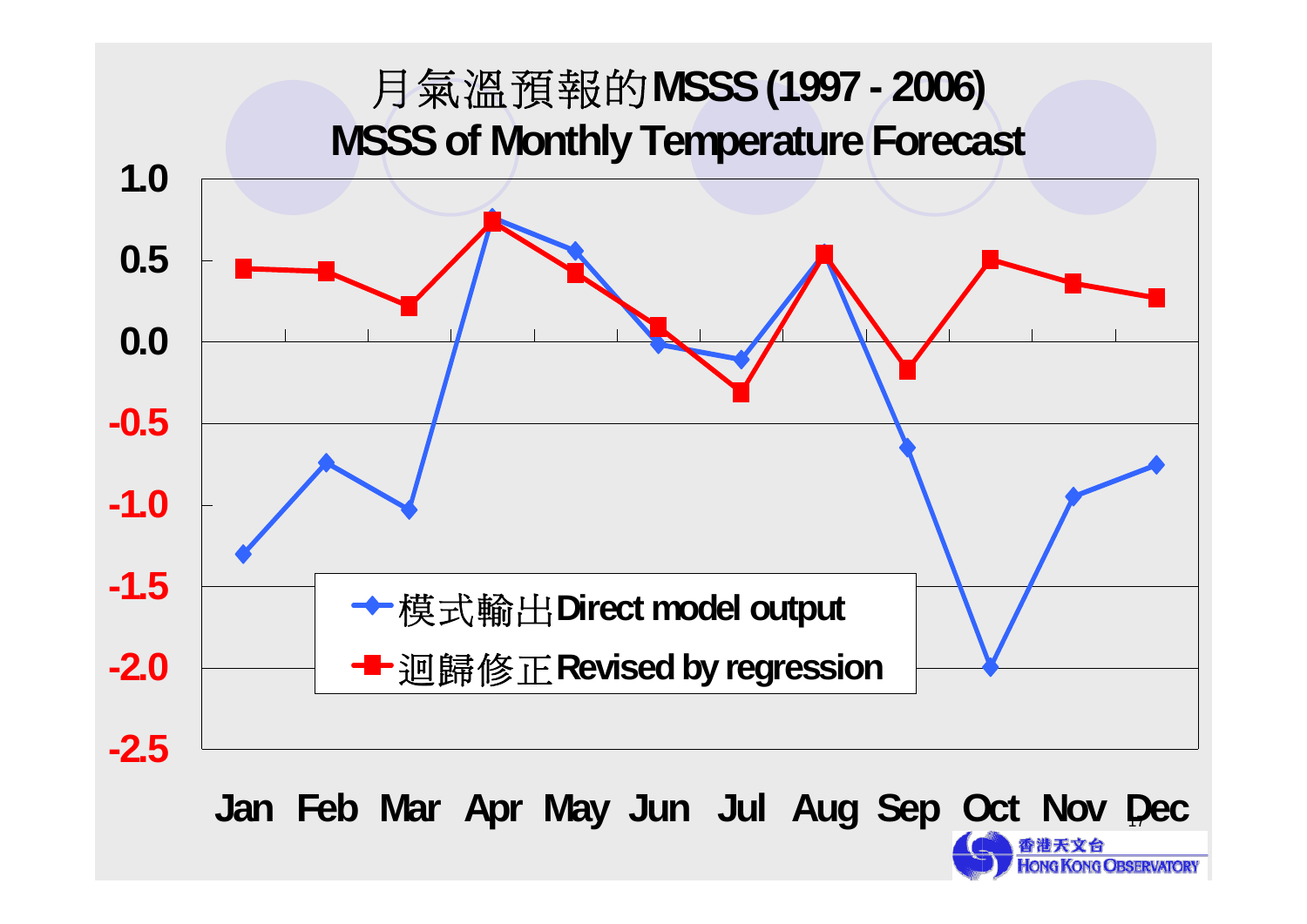# 月氣溫預報的MSSS (1997 - 2006)

# MSSS of Monthly Temperature Forecast

1.0
0.5
0.0
-0.5
-1.0
-1.5
-2.0
-2.5

模式輸出Direct model output

迴歸修正Revised by regression

Jan Feb Mar Apr May Jun Jul Aug Sep Oct Nov Dec

香港天文台 HONG KONG OBSERVATORY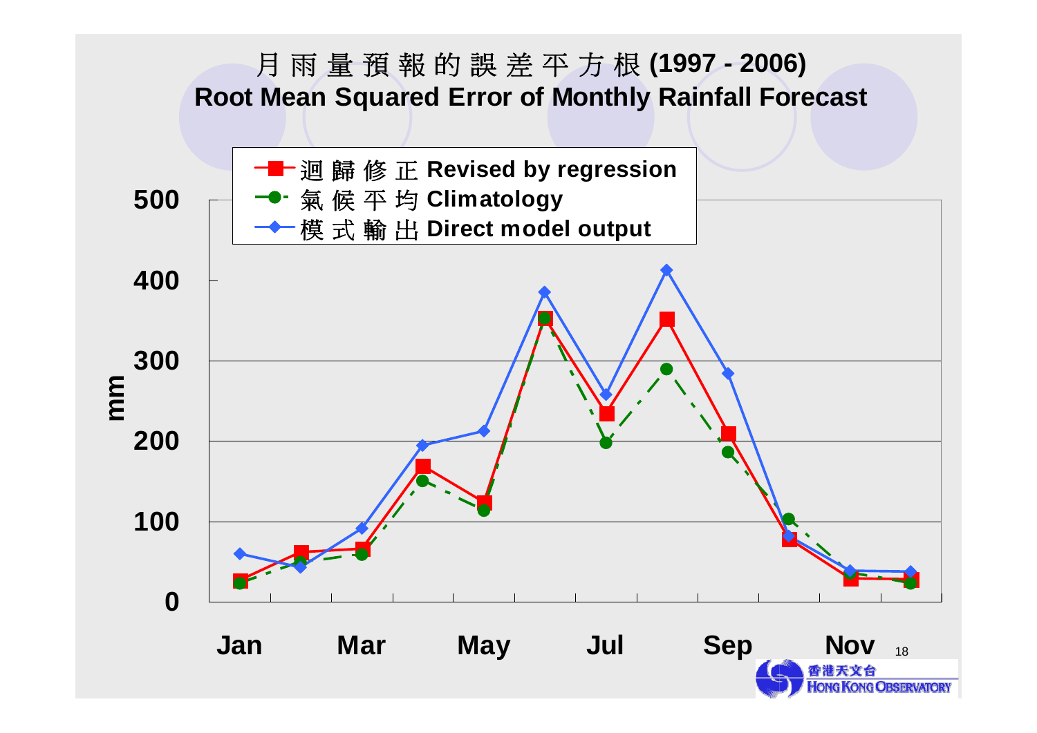# 月 雨 量 預 報 的 誤 差 平 方 根 (1997 - 2006)
# Root Mean Squared Error of Monthly Rainfall Forecast

- 迴 歸 修 正 Revised by regression
- 氣 候 平 均 Climatology
- 模 式 輸 出 Direct model output

mm

500
400
300
200
100
0

Jan Mar May Jul Sep Nov

香港天文台 HONG KONG OBSERVATORY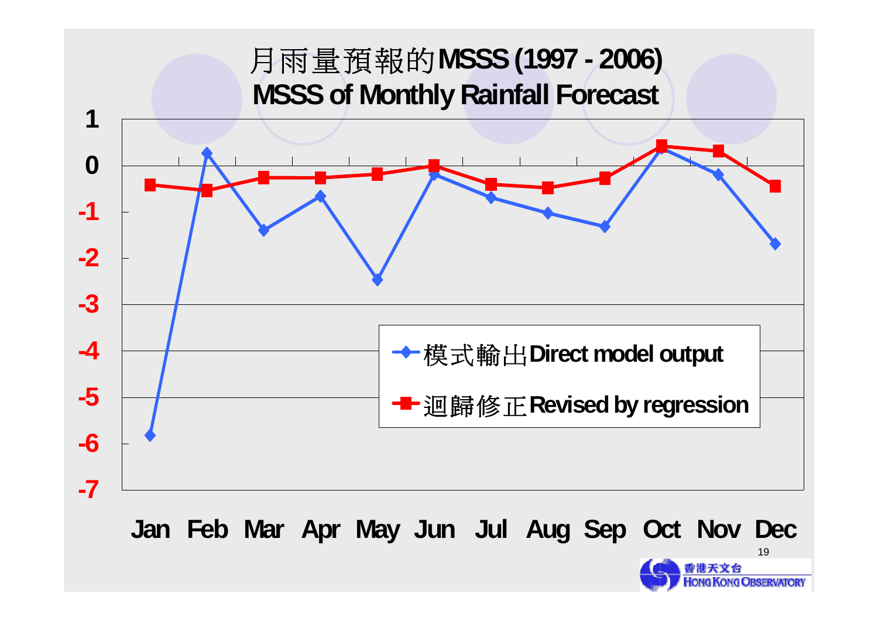# 月雨量預報的MSSS (1997 - 2006)
# MSSS of Monthly Rainfall Forecast

1

0

-1

-2

-3

-4

-5

-6

-7

Jan Feb Mar Apr May Jun Jul Aug Sep Oct Nov Dec

模式輸出Direct model output

迴歸修正Revised by regression

香港天文台 HONG KONG OBSERVATORY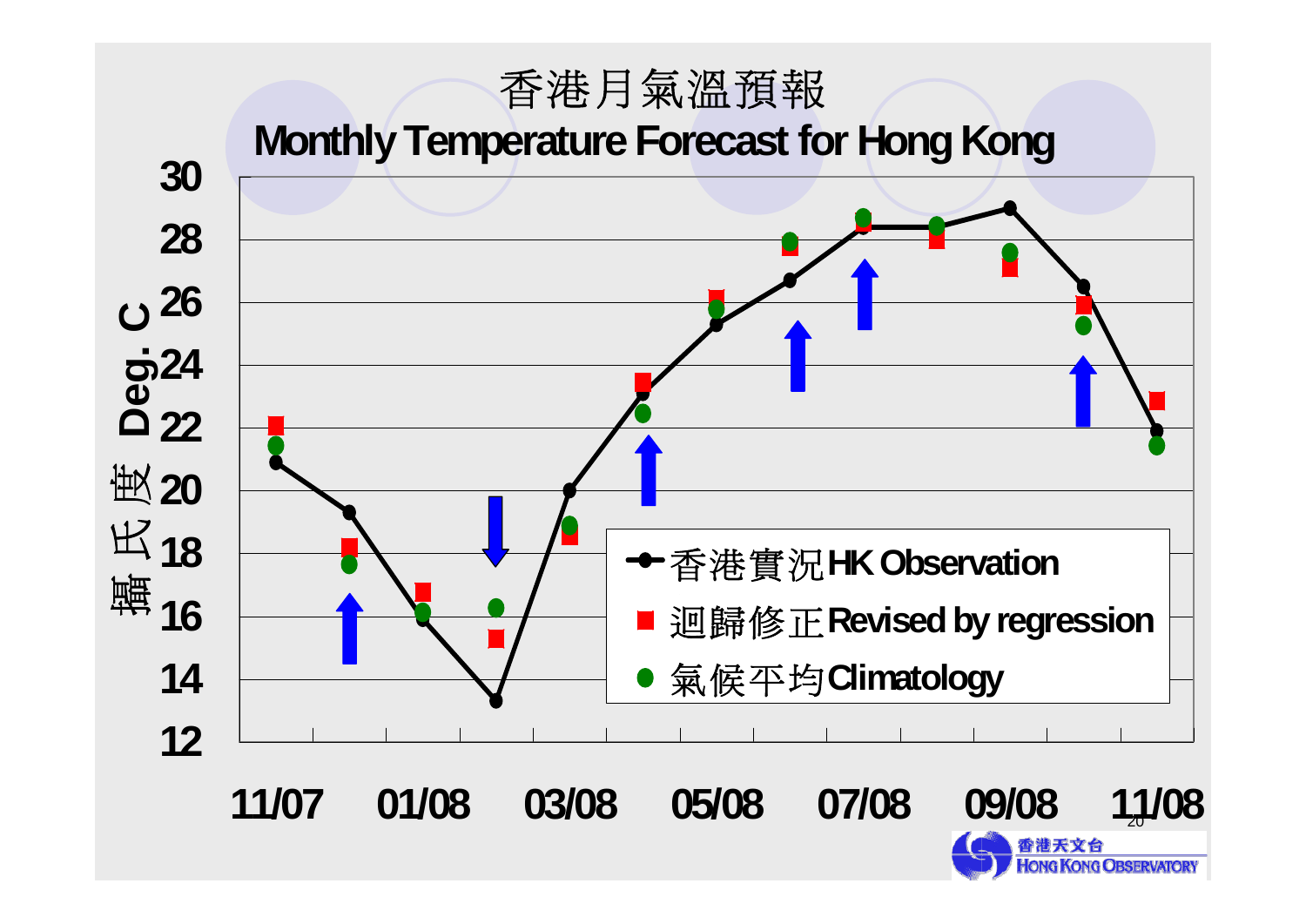# 香港月氣溫預報

## Monthly Temperature Forecast for Hong Kong

攝氏度 Deg. C

- 香港實況 HK Observation
- 迴歸修正 Revised by regression
- 氣候平均 Climatology

11/07　01/08　03/08　05/08　07/08　09/08　11/08

香港天文台 HONG KONG OBSERVATORY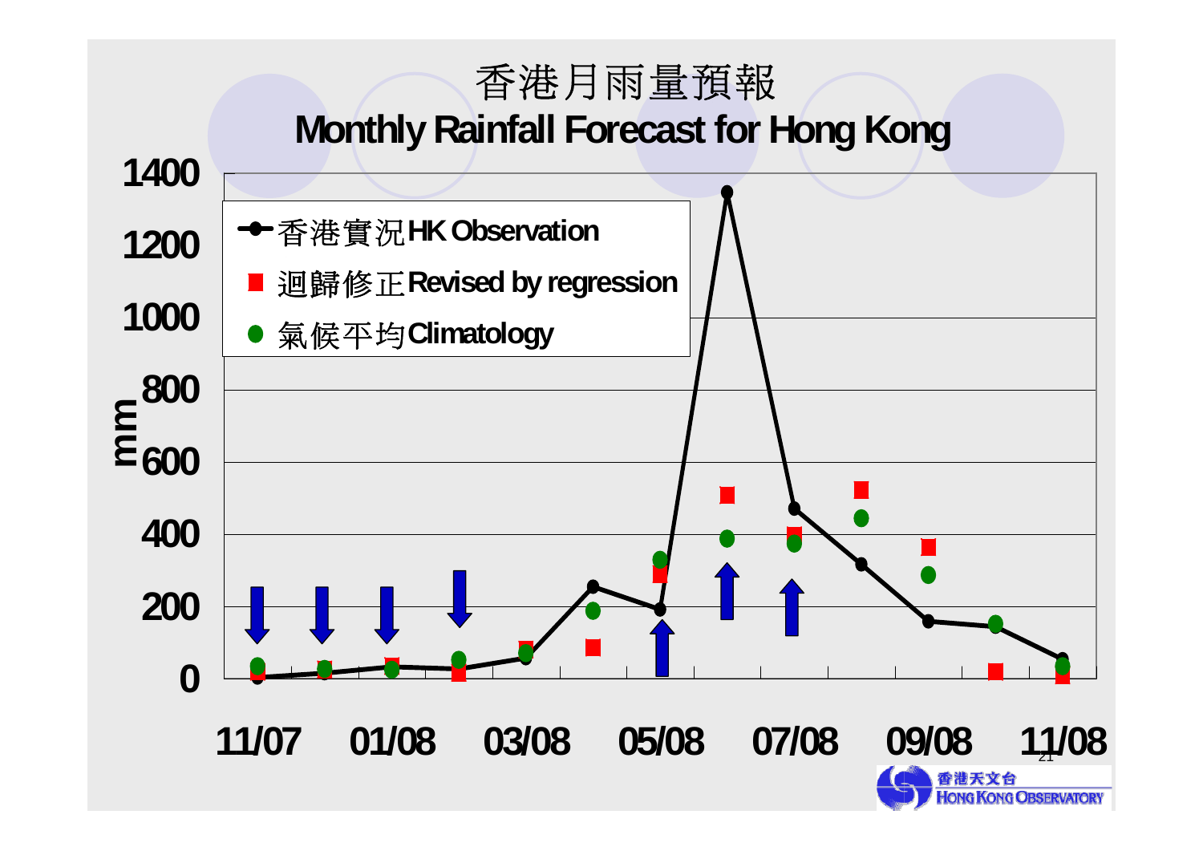# 香港月雨量預報

# Monthly Rainfall Forecast for Hong Kong

- 香港實況 HK Observation
- 迴歸修正 Revised by regression
- 氣候平均 Climatology

mm

1400, 1200, 1000, 800, 600, 400, 200, 0

11/07 01/08 03/08 05/08 07/08 09/08 11/08

香港天文台 HONG KONG OBSERVATORY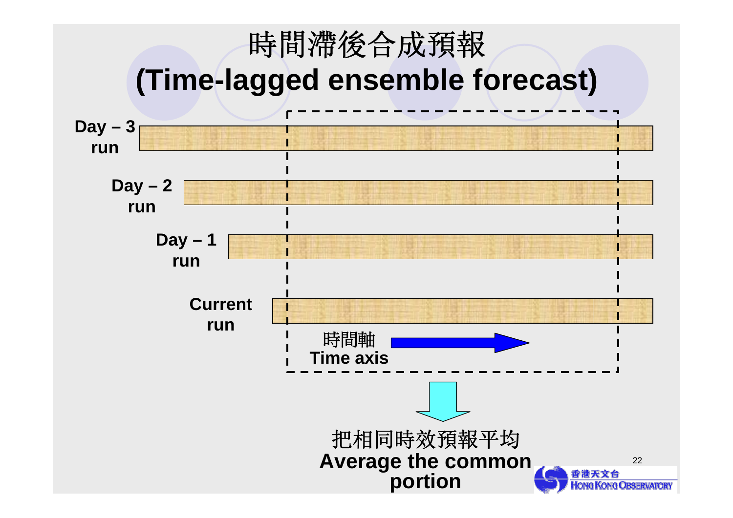# 時間滯後合成預報
# (Time-lagged ensemble forecast)

**Day – 3 run**

**Day – 2 run**

**Day – 1 run**

**Current run**

時間軸
**Time axis**

把相同時效預報平均
**Average the common portion**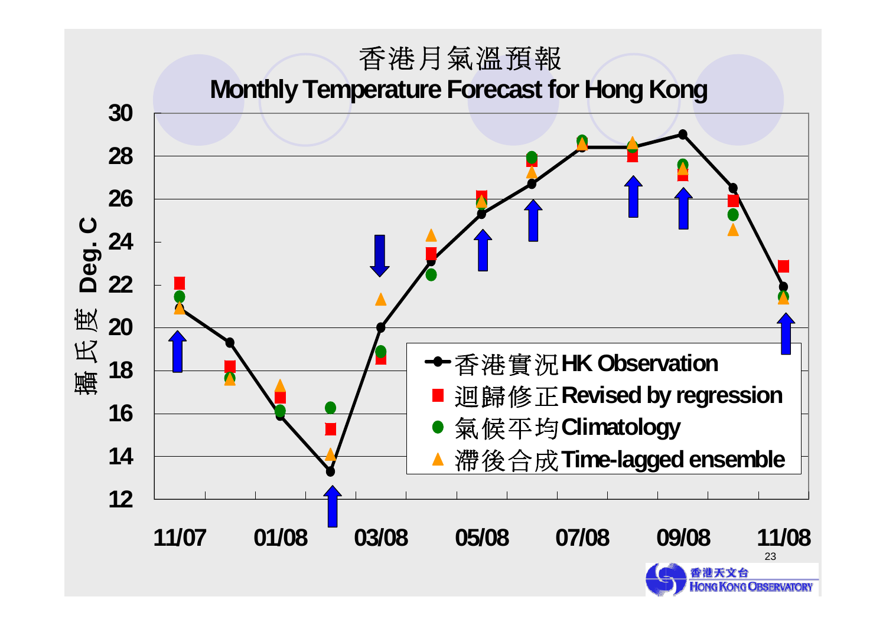# 香港月氣溫預報

## Monthly Temperature Forecast for Hong Kong

攝氏度 Deg. C

30, 28, 26, 24, 22, 20, 18, 16, 14, 12

11/07 01/08 03/08 05/08 07/08 09/08 11/08

- 香港實況 HK Observation
- 迴歸修正 Revised by regression
- 氣候平均 Climatology
- 滯後合成 Time-lagged ensemble

香港天文台 HONG KONG OBSERVATORY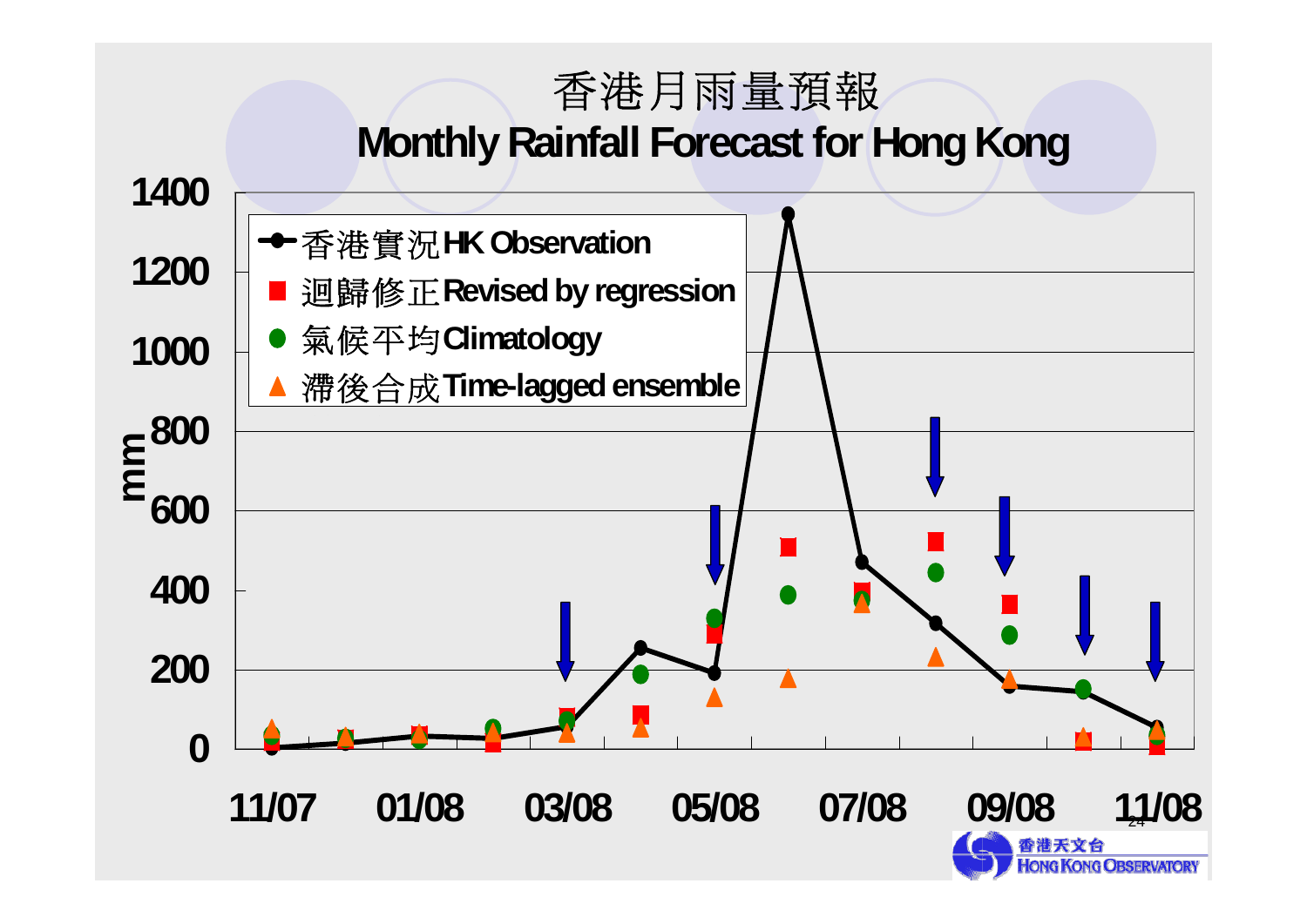# 香港月雨量預報

# Monthly Rainfall Forecast for Hong Kong

- 香港實況 HK Observation
- 迴歸修正 Revised by regression
- 氣候平均 Climatology
- 滯後合成 Time-lagged ensemble

mm

1400, 1200, 1000, 800, 600, 400, 200, 0

11/07, 01/08, 03/08, 05/08, 07/08, 09/08, 11/08

香港天文台 HONG KONG OBSERVATORY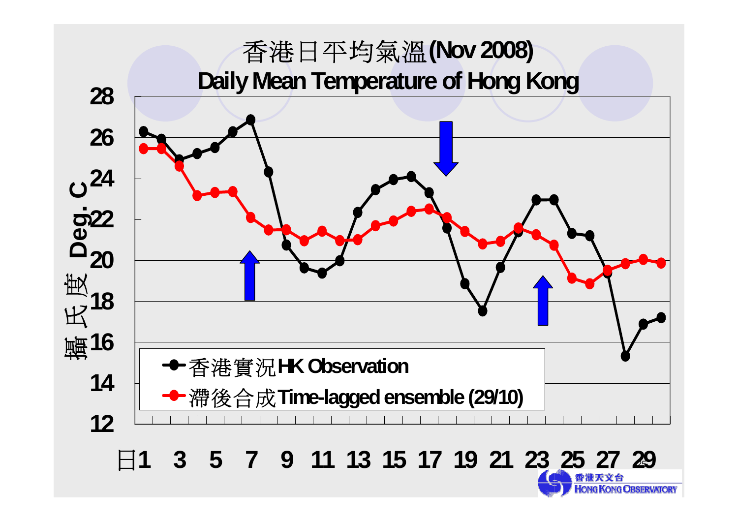# 香港日平均氣溫(Nov 2008)
## Daily Mean Temperature of Hong Kong

攝氏度 Deg. C

28
26
24
22
20
18
16
14
12

日1 3 5 7 9 11 13 15 17 19 21 23 25 27 29

- 香港實況HK Observation
- 滯後合成Time-lagged ensemble (29/10)

香港天文台 HONG KONG OBSERVATORY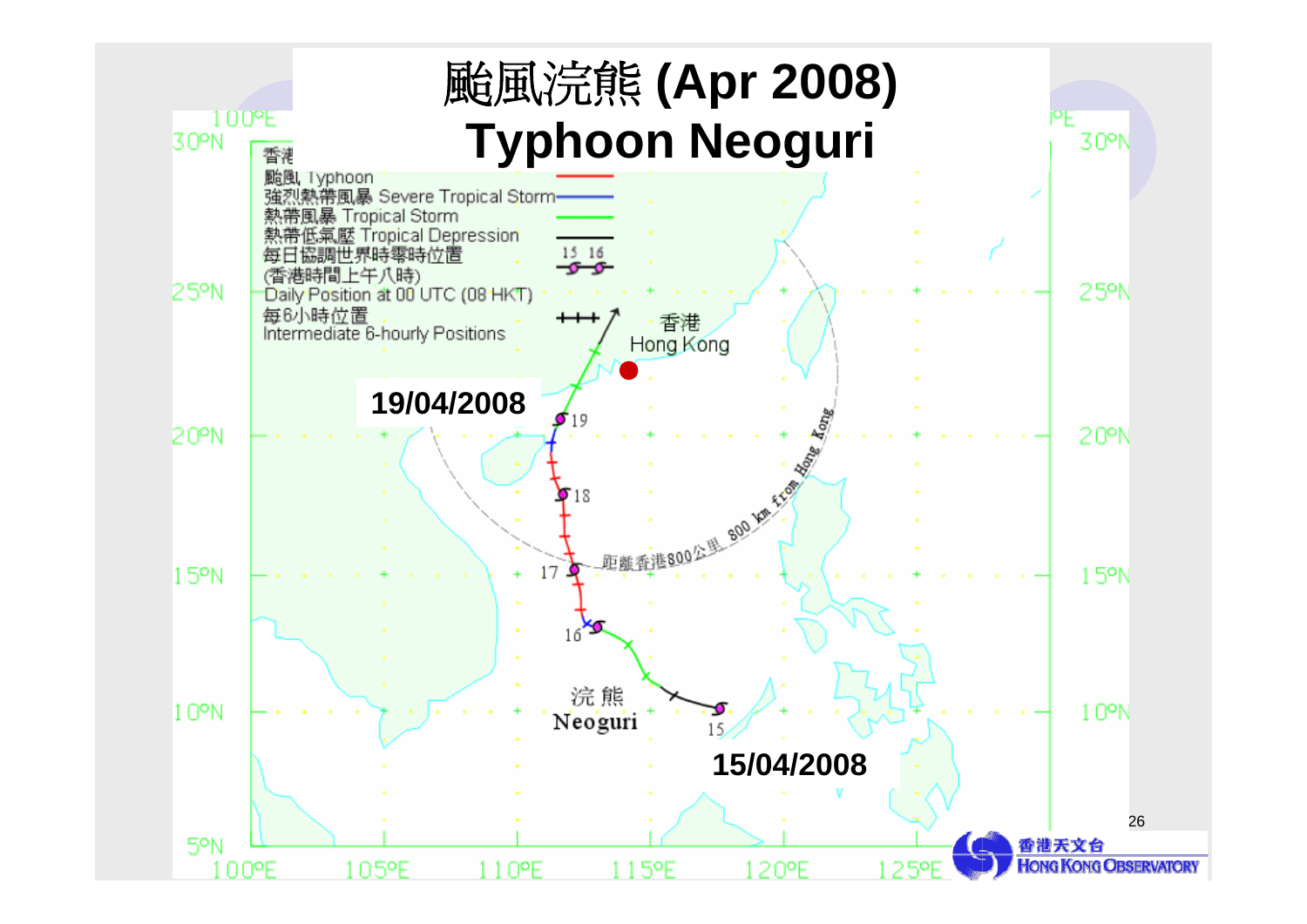# 颱風浣熊 (Apr 2008) Typhoon Neoguri

香港
颱風 Typhoon
強烈熱帶風暴 Severe Tropical Storm
熱帶風暴 Tropical Storm
熱帶低氣壓 Tropical Depression
每日協調世界時零時位置
(香港時間上午八時)
Daily Position at 00 UTC (08 HKT)
每6小時位置
Intermediate 6-hourly Positions

香港
Hong Kong

19/04/2008

15/04/2008

浣熊
Neoguri

距離香港800公里 800 km from Hong Kong

香港天文台
HONG KONG OBSERVATORY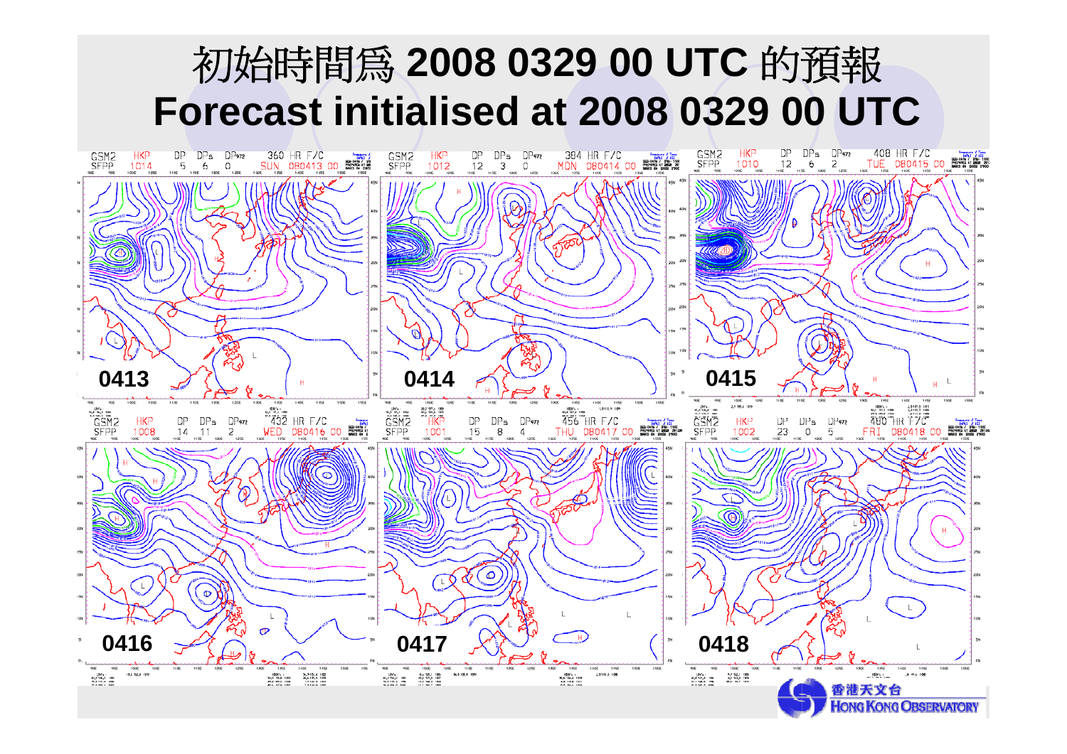# 初始時間爲 2008 0329 00 UTC 的預報
# Forecast initialised at 2008 0329 00 UTC

0413

0414

0415

0416

0417

0418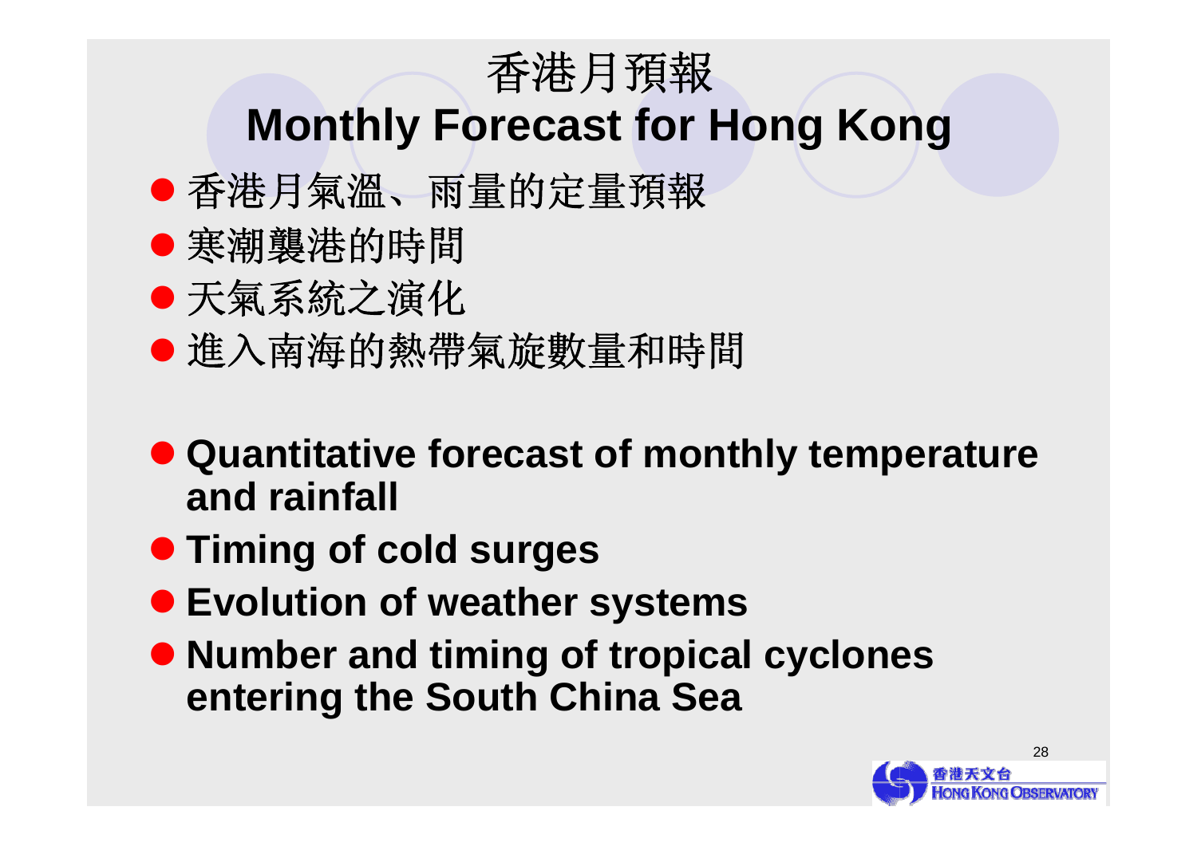# 香港月預報
# Monthly Forecast for Hong Kong

- 香港月氣溫、雨量的定量預報
- 寒潮襲港的時間
- 天氣系統之演化
- 進入南海的熱帶氣旋數量和時間

- **Quantitative forecast of monthly temperature and rainfall**
- **Timing of cold surges**
- **Evolution of weather systems**
- **Number and timing of tropical cyclones entering the South China Sea**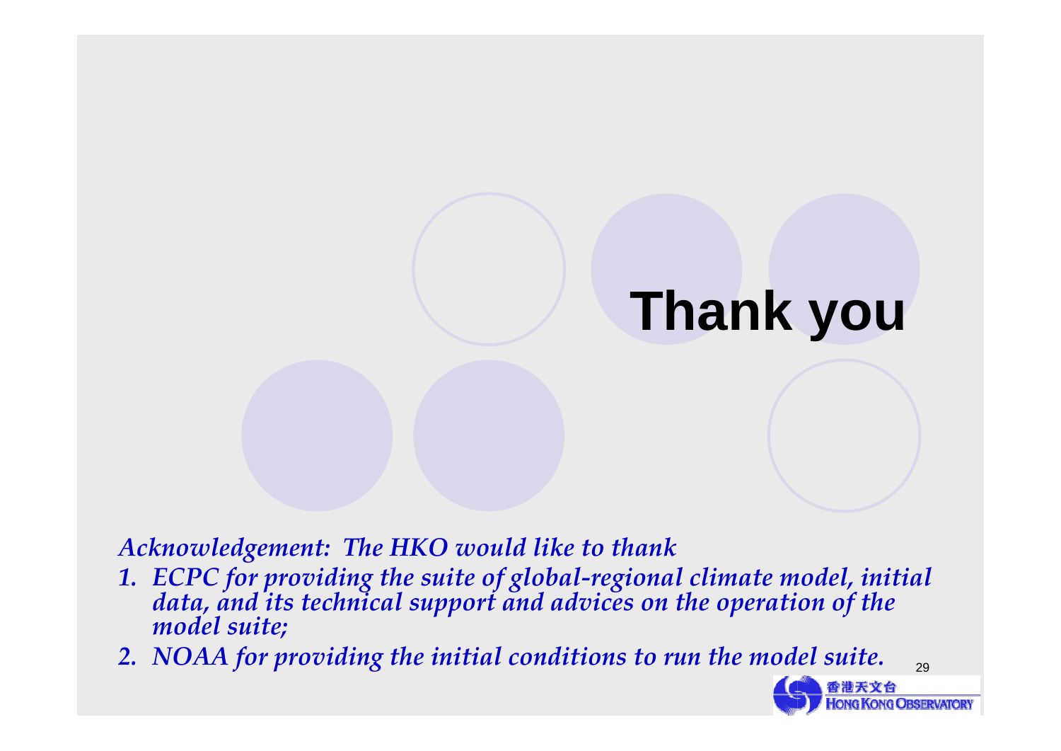# Thank you

*Acknowledgement: The HKO would like to thank*

1. *ECPC for providing the suite of global-regional climate model, initial data, and its technical support and advices on the operation of the model suite;*
2. *NOAA for providing the initial conditions to run the model suite.*

香港天文台 HONG KONG OBSERVATORY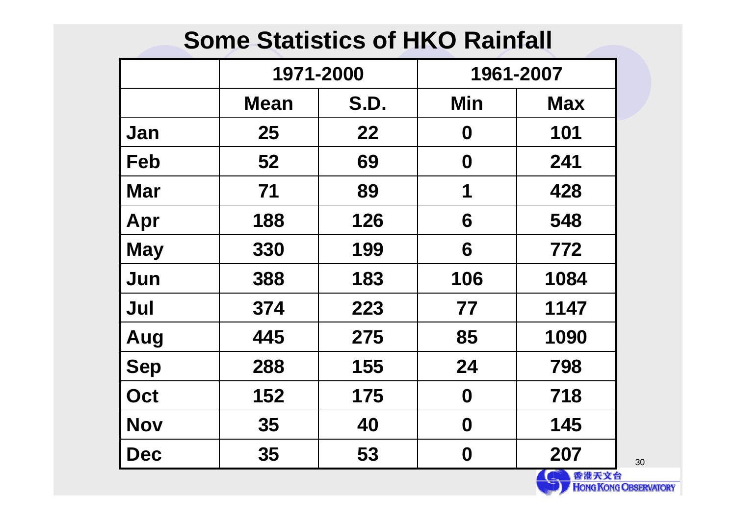# Some Statistics of HKO Rainfall

| | 1971-2000 | | 1961-2007 | |
|---|---|---|---|---|
| | **Mean** | **S.D.** | **Min** | **Max** |
| **Jan** | 25 | 22 | 0 | 101 |
| **Feb** | 52 | 69 | 0 | 241 |
| **Mar** | 71 | 89 | 1 | 428 |
| **Apr** | 188 | 126 | 6 | 548 |
| **May** | 330 | 199 | 6 | 772 |
| **Jun** | 388 | 183 | 106 | 1084 |
| **Jul** | 374 | 223 | 77 | 1147 |
| **Aug** | 445 | 275 | 85 | 1090 |
| **Sep** | 288 | 155 | 24 | 798 |
| **Oct** | 152 | 175 | 0 | 718 |
| **Nov** | 35 | 40 | 0 | 145 |
| **Dec** | 35 | 53 | 0 | 207 |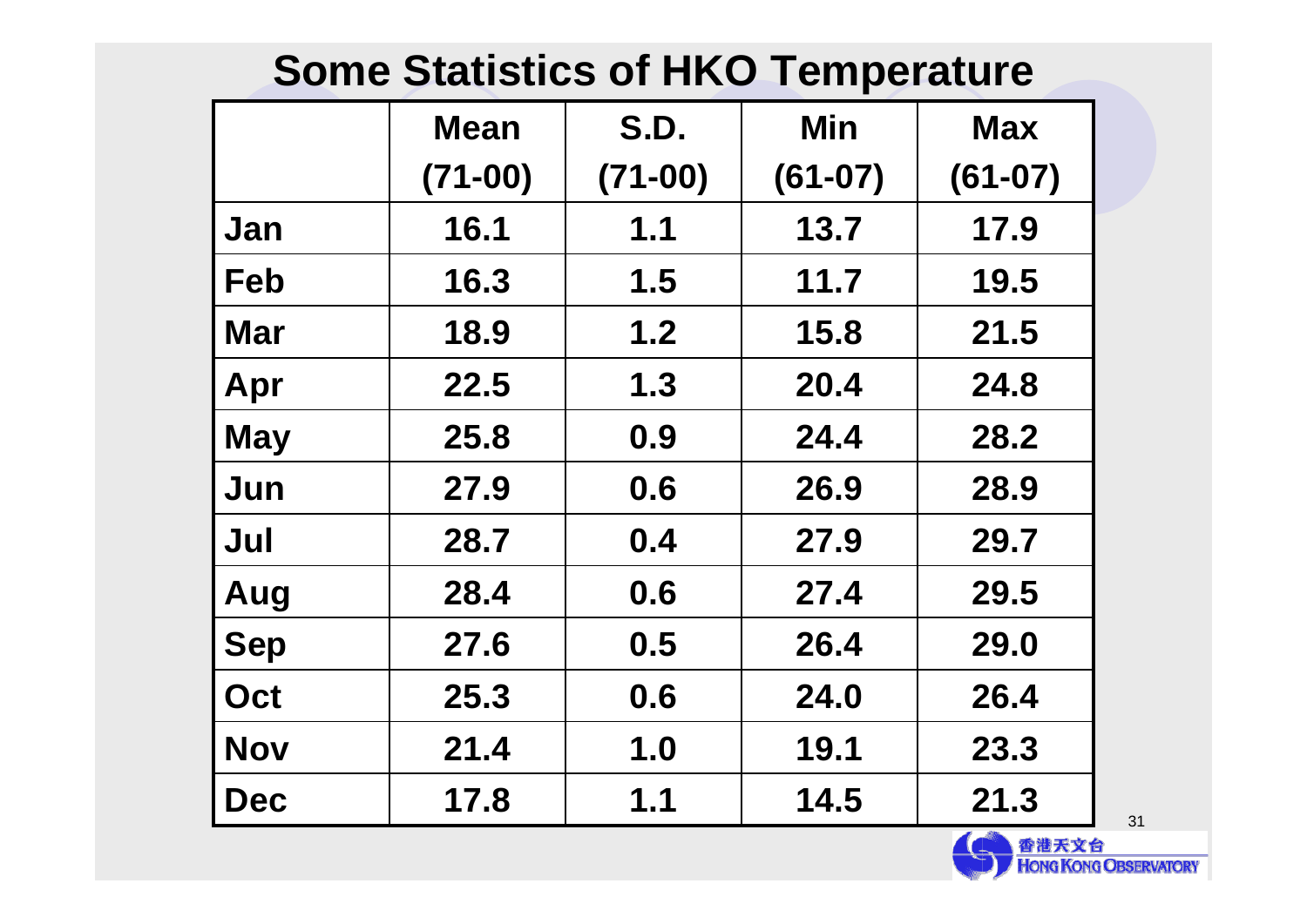# Some Statistics of HKO Temperature

| | Mean (71-00) | S.D. (71-00) | Min (61-07) | Max (61-07) |
|---|---|---|---|---|
| Jan | 16.1 | 1.1 | 13.7 | 17.9 |
| Feb | 16.3 | 1.5 | 11.7 | 19.5 |
| Mar | 18.9 | 1.2 | 15.8 | 21.5 |
| Apr | 22.5 | 1.3 | 20.4 | 24.8 |
| May | 25.8 | 0.9 | 24.4 | 28.2 |
| Jun | 27.9 | 0.6 | 26.9 | 28.9 |
| Jul | 28.7 | 0.4 | 27.9 | 29.7 |
| Aug | 28.4 | 0.6 | 27.4 | 29.5 |
| Sep | 27.6 | 0.5 | 26.4 | 29.0 |
| Oct | 25.3 | 0.6 | 24.0 | 26.4 |
| Nov | 21.4 | 1.0 | 19.1 | 23.3 |
| Dec | 17.8 | 1.1 | 14.5 | 21.3 |

香港天文台
HONG KONG OBSERVATORY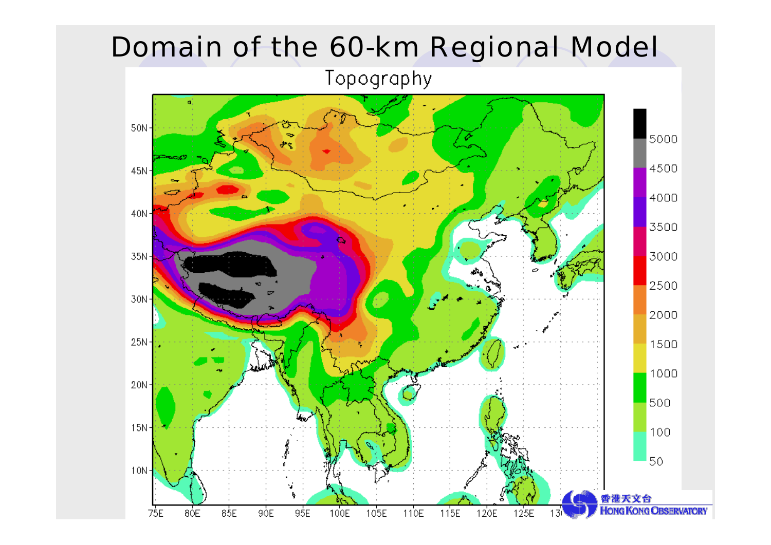# Domain of the 60-km Regional Model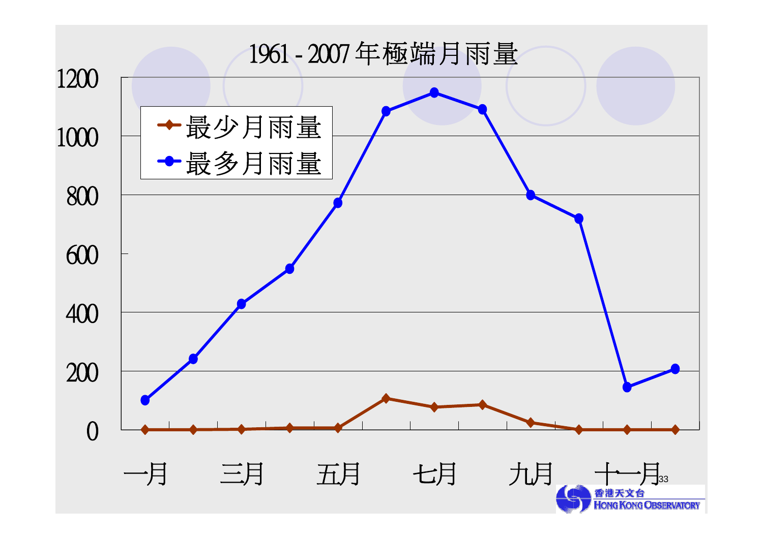# 1961 - 2007 年極端月雨量

最少月雨量

最多月雨量

1200
1000
800
600
400
200
0

一月　三月　五月　七月　九月　十一月

香港天文台 HONG KONG OBSERVATORY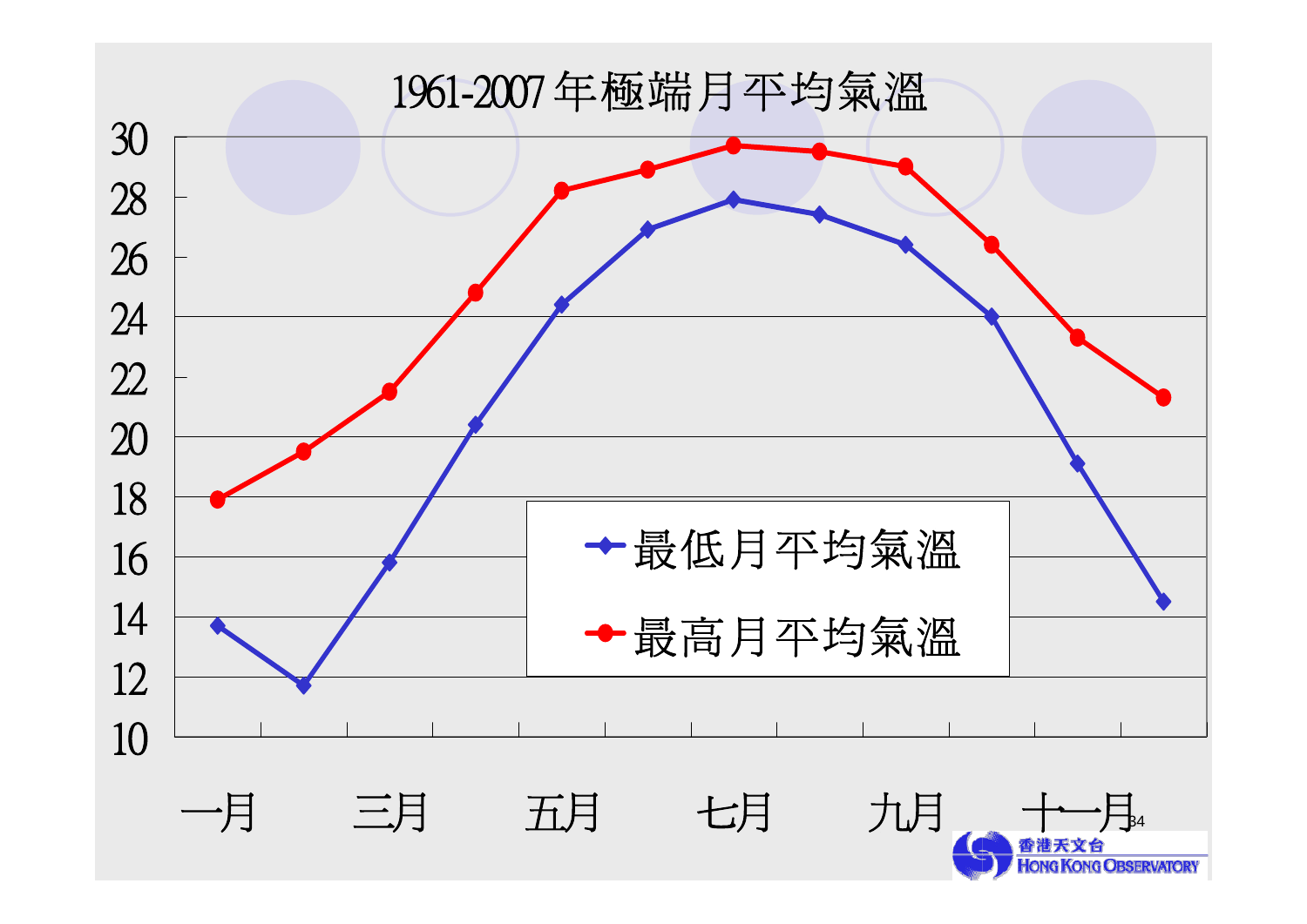# 1961-2007年極端月平均氣溫

30
28
26
24
22
20
18
16
14
12
10

一月
三月
五月
七月
九月
十一月

最低月平均氣溫
最高月平均氣溫

香港天文台
HONG KONG OBSERVATORY